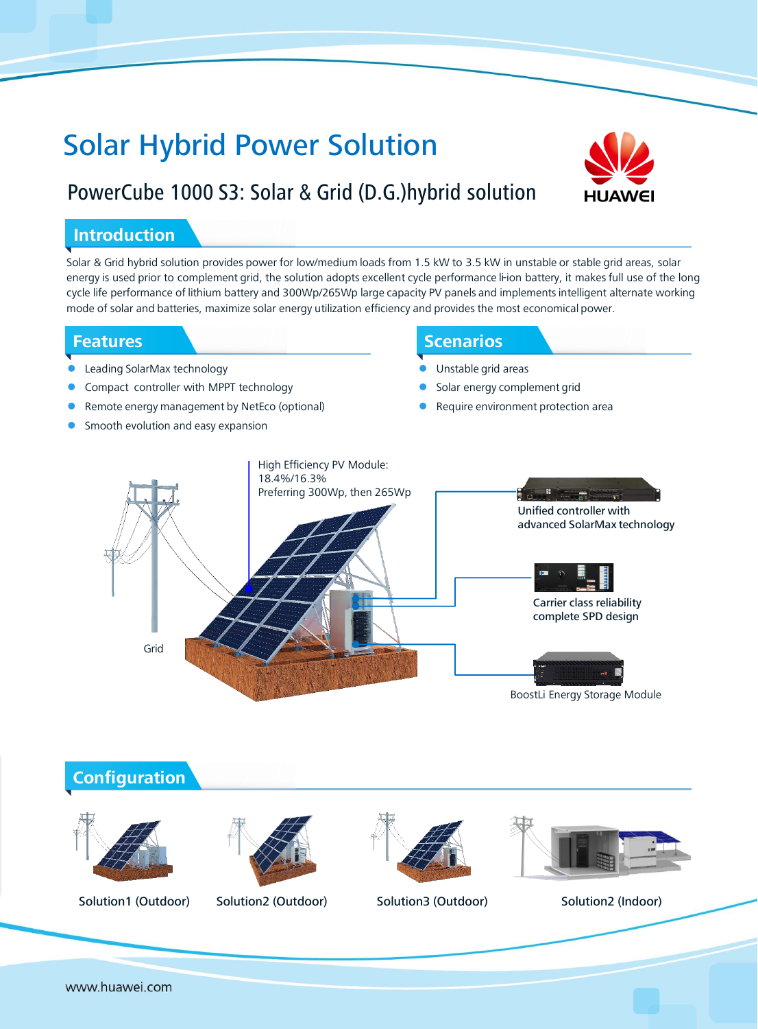# Solar Hybrid Power Solution

## PowerCube 1000 S3: Solar & Grid (D.G.)hybrid solution

HUAWEI

## Introduction

Solar & Grid hybrid solution provides power for low/medium loads from 1.5 kW to 3.5 kW in unstable or stable grid areas, solar energy is used prior to complement grid, the solution adopts excellent cycle performance li-ion battery, it makes full use of the long cycle life performance of lithium battery and 300Wp/265Wp large capacity PV panels and implements intelligent alternate working mode of solar and batteries, maximize solar energy utilization efficiency and provides the most economical power.

## Features

- Leading SolarMax technology
- Compact controller with MPPT technology
- Remote energy management by NetEco (optional)
- Smooth evolution and easy expansion

## Scenarios

- Unstable grid areas
- Solar energy complement grid
- Require environment protection area

High Efficiency PV Module: 18.4%/16.3%
Preferring 300Wp, then 265Wp

Grid

Unified controller with advanced SolarMax technology

Carrier class reliability complete SPD design

BoostLi Energy Storage Module

## Configuration

Solution1 (Outdoor)

Solution2 (Outdoor)

Solution3 (Outdoor)

Solution2 (Indoor)

www.huawei.com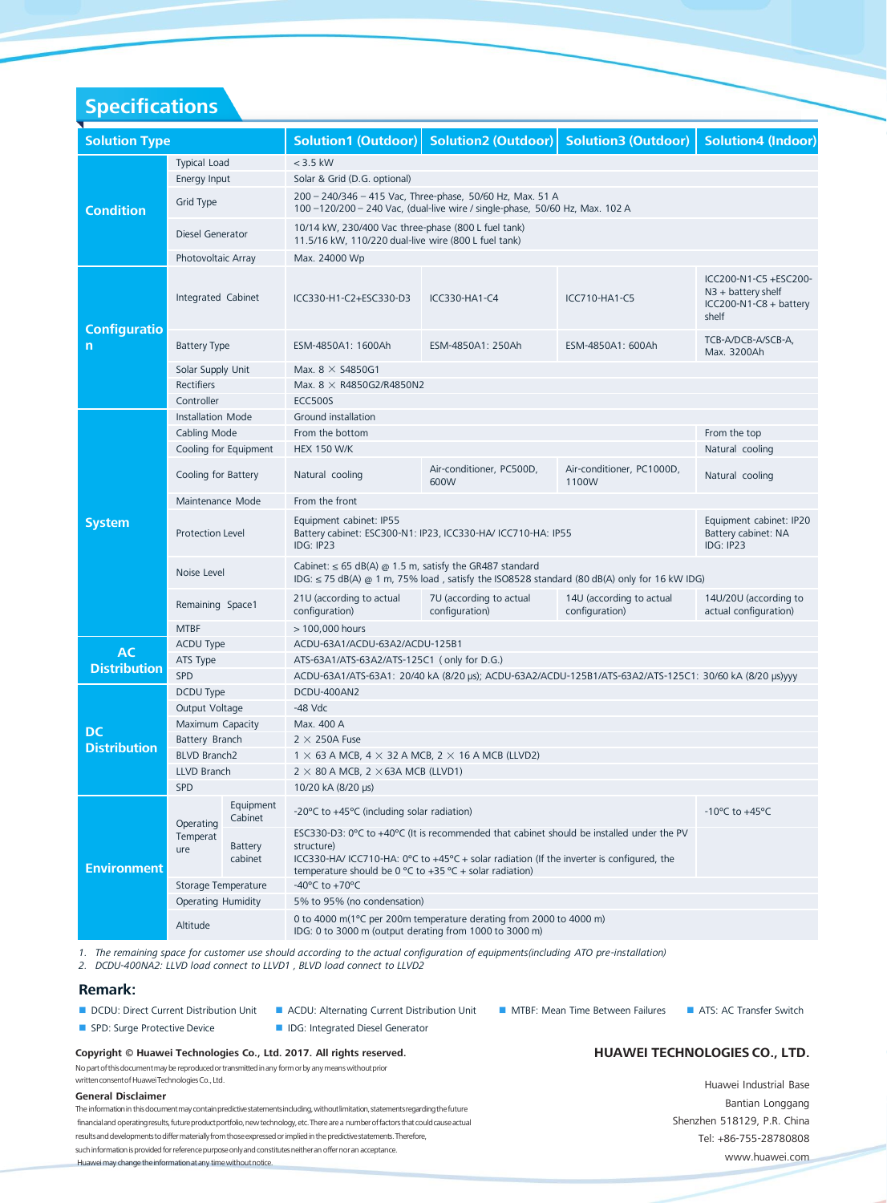## Specifications

| Solution Type | | | Solution1 (Outdoor) | Solution2 (Outdoor) | Solution3 (Outdoor) | Solution4 (Indoor) |
|---|---|---|---|---|---|---|
| Condition | Typical Load | | < 3.5 kW | | | |
| | Energy Input | | Solar & Grid (D.G. optional) | | | |
| | Grid Type | | 200 – 240/346 – 415 Vac, Three-phase, 50/60 Hz, Max. 51 A<br>100 –120/200 – 240 Vac, (dual-live wire / single-phase, 50/60 Hz, Max. 102 A | | | |
| | Diesel Generator | | 10/14 kW, 230/400 Vac three-phase (800 L fuel tank)<br>11.5/16 kW, 110/220 dual-live wire (800 L fuel tank) | | | |
| | Photovoltaic Array | | Max. 24000 Wp | | | |
| Configuration | Integrated Cabinet | | ICC330-H1-C2+ESC330-D3 | ICC330-HA1-C4 | ICC710-HA1-C5 | ICC200-N1-C5 +ESC200-N3 + battery shelf<br>ICC200-N1-C8 + battery shelf |
| | Battery Type | | ESM-4850A1: 1600Ah | ESM-4850A1: 250Ah | ESM-4850A1: 600Ah | TCB-A/DCB-A/SCB-A, Max. 3200Ah |
| | Solar Supply Unit | | Max. 8 × S4850G1 | | | |
| | Rectifiers | | Max. 8 × R4850G2/R4850N2 | | | |
| | Controller | | ECC500S | | | |
| System | Installation Mode | | Ground installation | | | |
| | Cabling Mode | | From the bottom | | | From the top |
| | Cooling for Equipment | | HEX 150 W/K | | | Natural cooling |
| | Cooling for Battery | | Natural cooling | Air-conditioner, PC500D, 600W | Air-conditioner, PC1000D, 1100W | Natural cooling |
| | Maintenance Mode | | From the front | | | |
| | Protection Level | | Equipment cabinet: IP55<br>Battery cabinet: ESC300-N1: IP23, ICC330-HA/ ICC710-HA: IP55<br>IDG: IP23 | | | Equipment cabinet: IP20<br>Battery cabinet: NA<br>IDG: IP23 |
| | Noise Level | | Cabinet: ≤ 65 dB(A) @ 1.5 m, satisfy the GR487 standard<br>IDG: ≤ 75 dB(A) @ 1 m, 75% load , satisfy the ISO8528 standard (80 dB(A) only for 16 kW IDG) | | | |
| | Remaining Space1 | | 21U (according to actual configuration) | 7U (according to actual configuration) | 14U (according to actual configuration) | 14U/20U (according to actual configuration) |
| | MTBF | | > 100,000 hours | | | |
| AC Distribution | ACDU Type | | ACDU-63A1/ACDU-63A2/ACDU-125B1 | | | |
| | ATS Type | | ATS-63A1/ATS-63A2/ATS-125C1 ( only for D.G.) | | | |
| | SPD | | ACDU-63A1/ATS-63A1: 20/40 kA (8/20 µs); ACDU-63A2/ACDU-125B1/ATS-63A2/ATS-125C1: 30/60 kA (8/20 µs)yyy | | | |
| DC Distribution | DCDU Type | | DCDU-400AN2 | | | |
| | Output Voltage | | -48 Vdc | | | |
| | Maximum Capacity | | Max. 400 A | | | |
| | Battery Branch | | 2 × 250A Fuse | | | |
| | BLVD Branch2 | | 1 × 63 A MCB, 4 × 32 A MCB, 2 × 16 A MCB (LLVD2) | | | |
| | LLVD Branch | | 2 × 80 A MCB, 2 ×63A MCB (LLVD1) | | | |
| | SPD | | 10/20 kA (8/20 µs) | | | |
| Environment | Operating Temperature | Equipment Cabinet | -20°C to +45°C (including solar radiation) | | | -10°C to +45°C |
| | | Battery cabinet | ESC330-D3: 0°C to +40°C (It is recommended that cabinet should be installed under the PV structure)<br>ICC330-HA/ ICC710-HA: 0°C to +45°C + solar radiation (If the inverter is configured, the temperature should be 0 °C to +35 °C + solar radiation) | | | |
| | Storage Temperature | | -40°C to +70°C | | | |
| | Operating Humidity | | 5% to 95% (no condensation) | | | |
| | Altitude | | 0 to 4000 m(1°C per 200m temperature derating from 2000 to 4000 m)<br>IDG: 0 to 3000 m (output derating from 1000 to 3000 m) | | | |

1. *The remaining space for customer use should according to the actual configuration of equipments(including ATO pre-installation)*
2. *DCDU-400NA2: LLVD load connect to LLVD1 , BLVD load connect to LLVD2*

### Remark:

- DCDU: Direct Current Distribution Unit
- ACDU: Alternating Current Distribution Unit
- MTBF: Mean Time Between Failures
- ATS: AC Transfer Switch
- SPD: Surge Protective Device
- IDG: Integrated Diesel Generator

**Copyright © Huawei Technologies Co., Ltd. 2017. All rights reserved.**

No part of this document may be reproduced or transmitted in any form or by any means without prior written consent of Huawei Technologies Co., Ltd.

**General Disclaimer**

The information in this document may contain predictive statements including, without limitation, statements regarding the future financial and operating results, future product portfolio, new technology, etc. There are a number of factors that could cause actual results and developments to differ materially from those expressed or implied in the predictive statements. Therefore, such information is provided for reference purpose only and constitutes neither an offer nor an acceptance. Huawei may change the information at any time without notice.

**HUAWEI TECHNOLOGIES CO., LTD.**

Huawei Industrial Base
Bantian Longgang
Shenzhen 518129, P.R. China
Tel: +86-755-28780808
www.huawei.com